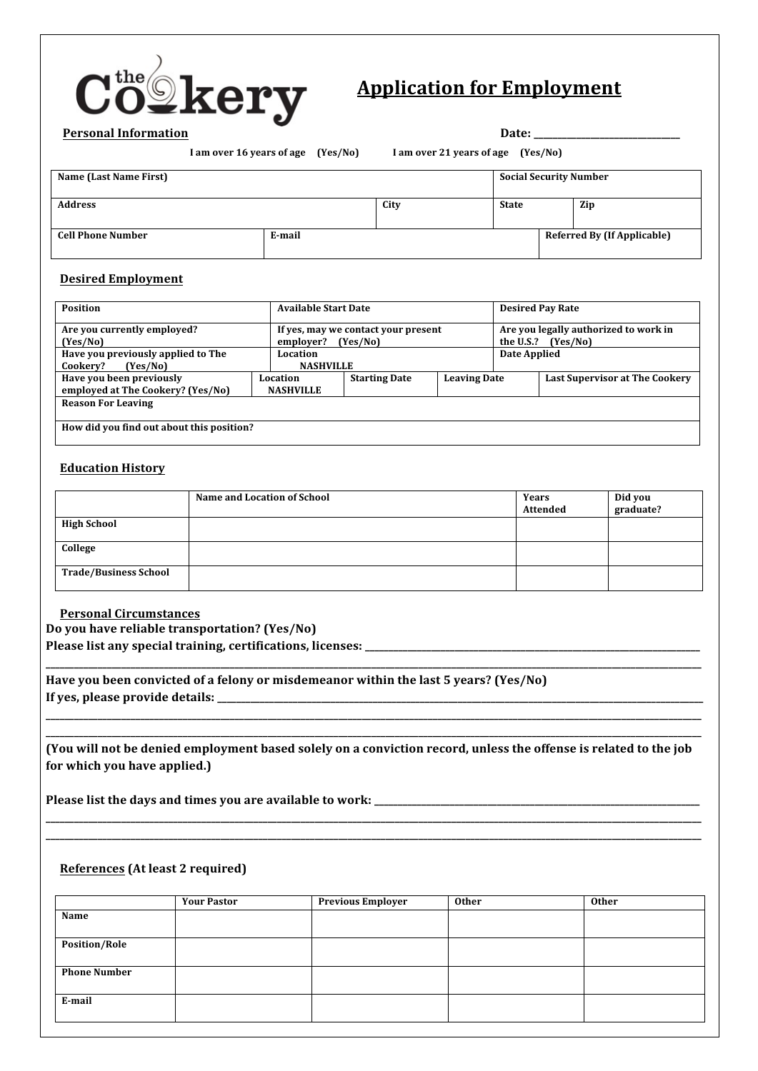# the Cookery

## Application for Employment

**Personal Information** **Date: ______________________**

**I am over 16 years of age (Yes/No)** **I am over 21 years of age (Yes/No)**

| Name (Last Name First) | | | Social Security Number | |
|---|---|---|---|---|
| **Address** | | **City** | **State** | **Zip** |
| **Cell Phone Number** | **E-mail** | | | **Referred By (If Applicable)** |

**Desired Employment**

| Position | | Available Start Date | | Desired Pay Rate |
|---|---|---|---|---|
| **Are you currently employed? (Yes/No)** | | **If yes, may we contact your present employer? (Yes/No)** | | **Are you legally authorized to work in the U.S.? (Yes/No)** |
| **Have you previously applied to The Cookery? (Yes/No)** | | **Location NASHVILLE** | | **Date Applied** |
| **Have you been previously employed at The Cookery? (Yes/No)** | **Location NASHVILLE** | **Starting Date** | **Leaving Date** | **Last Supervisor at The Cookery** |
| **Reason For Leaving** | | | | |
| **How did you find out about this position?** | | | | |

**Education History**

| | Name and Location of School | Years Attended | Did you graduate? |
|---|---|---|---|
| **High School** | | | |
| **College** | | | |
| **Trade/Business School** | | | |

**Personal Circumstances**

**Do you have reliable transportation? (Yes/No)**

**Please list any special training, certifications, licenses: ______________________________**

______________________________________________________________________

**Have you been convicted of a felony or misdemeanor within the last 5 years? (Yes/No)**

**If yes, please provide details: ______________________________**

______________________________________________________________________

______________________________________________________________________

**(You will not be denied employment based solely on a conviction record, unless the offense is related to the job for which you have applied.)**

**Please list the days and times you are available to work: ______________________________**

______________________________________________________________________

______________________________________________________________________

**References (At least 2 required)**

| | Your Pastor | Previous Employer | Other | Other |
|---|---|---|---|---|
| **Name** | | | | |
| **Position/Role** | | | | |
| **Phone Number** | | | | |
| **E-mail** | | | | |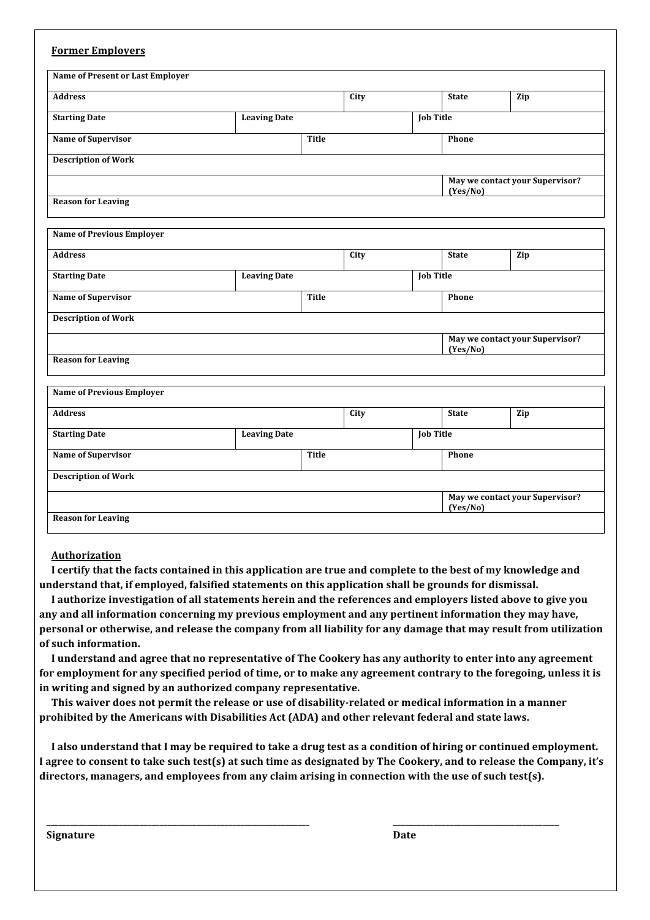## Former Employers

| Name of Present or Last Employer | | | | | |
|---|---|---|---|---|---|
| **Address** | | | **City** | **State** | **Zip** |
| **Starting Date** | **Leaving Date** | | **Job Title** | | |
| **Name of Supervisor** | | **Title** | | **Phone** | |
| **Description of Work** | | | | | |
| | | | | **May we contact your Supervisor? (Yes/No)** | |
| **Reason for Leaving** | | | | | |

| Name of Previous Employer | | | | | |
|---|---|---|---|---|---|
| **Address** | | | **City** | **State** | **Zip** |
| **Starting Date** | **Leaving Date** | | **Job Title** | | |
| **Name of Supervisor** | | **Title** | | **Phone** | |
| **Description of Work** | | | | | |
| | | | | **May we contact your Supervisor? (Yes/No)** | |
| **Reason for Leaving** | | | | | |

| Name of Previous Employer | | | | | |
|---|---|---|---|---|---|
| **Address** | | | **City** | **State** | **Zip** |
| **Starting Date** | **Leaving Date** | | **Job Title** | | |
| **Name of Supervisor** | | **Title** | | **Phone** | |
| **Description of Work** | | | | | |
| | | | | **May we contact your Supervisor? (Yes/No)** | |
| **Reason for Leaving** | | | | | |

## Authorization

**I certify that the facts contained in this application are true and complete to the best of my knowledge and understand that, if employed, falsified statements on this application shall be grounds for dismissal.**

**I authorize investigation of all statements herein and the references and employers listed above to give you any and all information concerning my previous employment and any pertinent information they may have, personal or otherwise, and release the company from all liability for any damage that may result from utilization of such information.**

**I understand and agree that no representative of The Cookery has any authority to enter into any agreement for employment for any specified period of time, or to make any agreement contrary to the foregoing, unless it is in writing and signed by an authorized company representative.**

**This waiver does not permit the release or use of disability-related or medical information in a manner prohibited by the Americans with Disabilities Act (ADA) and other relevant federal and state laws.**

**I also understand that I may be required to take a drug test as a condition of hiring or continued employment. I agree to consent to take such test(s) at such time as designated by The Cookery, and to release the Company, it's directors, managers, and employees from any claim arising in connection with the use of such test(s).**

\_\_\_\_\_\_\_\_\_\_\_\_\_\_\_\_\_\_\_\_\_\_\_\_\_\_\_\_\_\_\_\_\_\_\_\_\_\_\_\_\_\_ &nbsp;&nbsp;&nbsp;&nbsp; \_\_\_\_\_\_\_\_\_\_\_\_\_\_\_\_\_\_\_\_\_\_\_\_\_\_\_\_

**Signature** &nbsp;&nbsp;&nbsp;&nbsp; **Date**